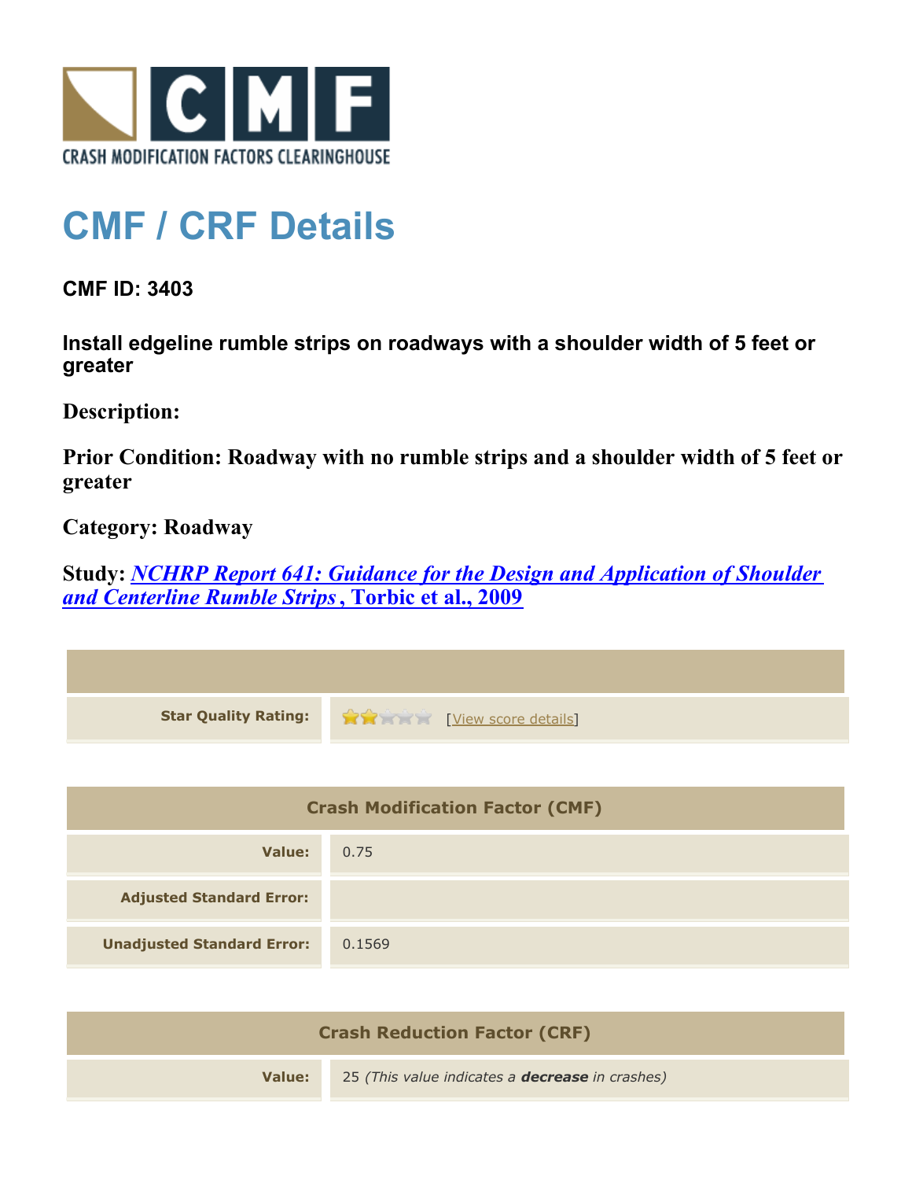CRASH MODIFICATION FACTORS CLEARINGHOUSE

# CMF / CRF Details

## CMF ID: 3403

### Install edgeline rumble strips on roadways with a shoulder width of 5 feet or greater

**Description:**

**Prior Condition: Roadway with no rumble strips and a shoulder width of 5 feet or greater**

**Category: Roadway**

**Study: *NCHRP Report 641: Guidance for the Design and Application of Shoulder and Centerline Rumble Strips*, Torbic et al., 2009**

| | |
|---|---|
| **Star Quality Rating:** | 2 of 5 stars [View score details] |

| Crash Modification Factor (CMF) | |
|---|---|
| **Value:** | 0.75 |
| **Adjusted Standard Error:** | |
| **Unadjusted Standard Error:** | 0.1569 |

| Crash Reduction Factor (CRF) | |
|---|---|
| **Value:** | 25 *(This value indicates a* ***decrease*** *in crashes)* |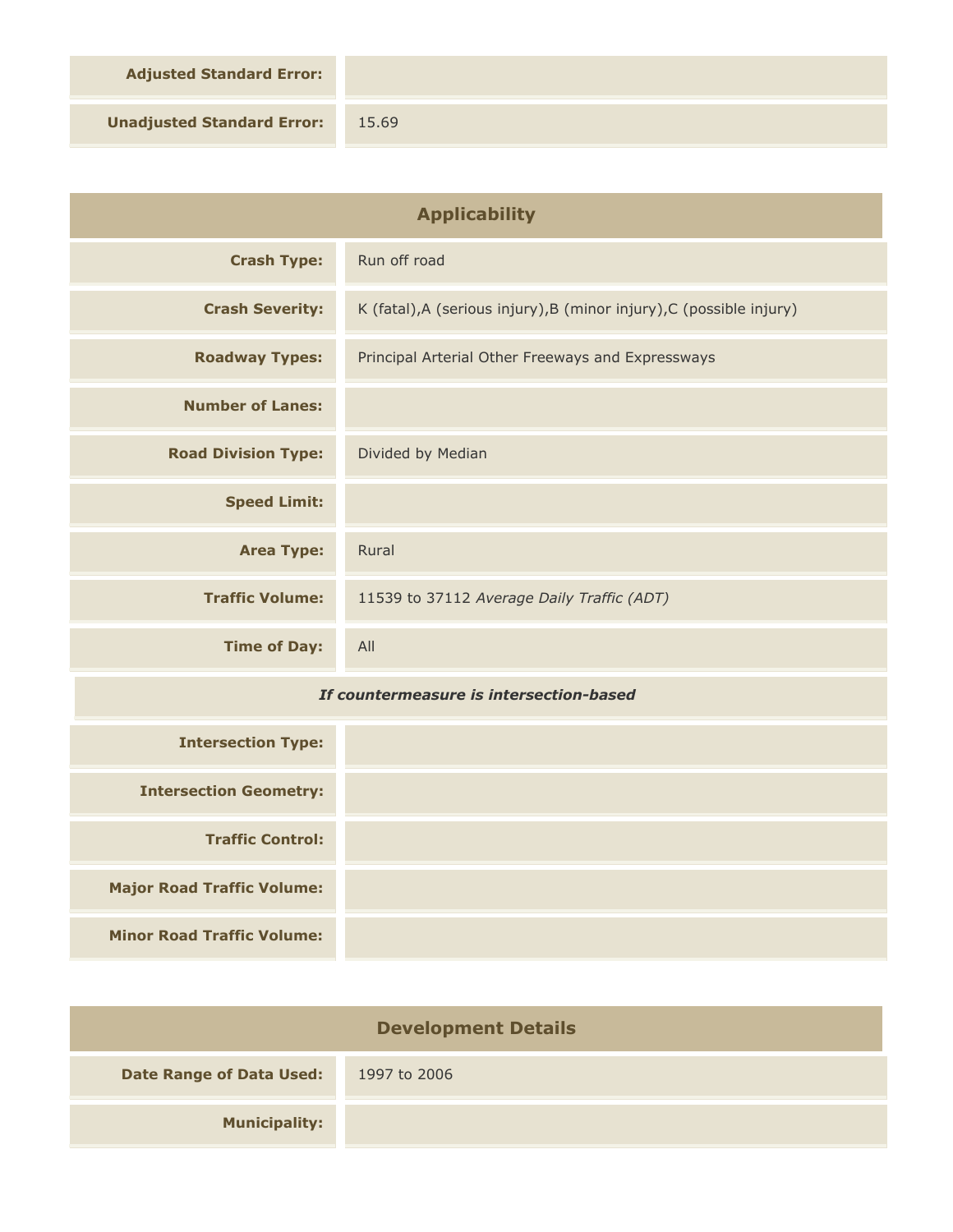| | |
|---|---|
| **Adjusted Standard Error:** | |
| **Unadjusted Standard Error:** | 15.69 |

## Applicability

| | |
|---|---|
| **Crash Type:** | Run off road |
| **Crash Severity:** | K (fatal),A (serious injury),B (minor injury),C (possible injury) |
| **Roadway Types:** | Principal Arterial Other Freeways and Expressways |
| **Number of Lanes:** | |
| **Road Division Type:** | Divided by Median |
| **Speed Limit:** | |
| **Area Type:** | Rural |
| **Traffic Volume:** | 11539 to 37112 *Average Daily Traffic (ADT)* |
| **Time of Day:** | All |

***If countermeasure is intersection-based***

| | |
|---|---|
| **Intersection Type:** | |
| **Intersection Geometry:** | |
| **Traffic Control:** | |
| **Major Road Traffic Volume:** | |
| **Minor Road Traffic Volume:** | |

## Development Details

| | |
|---|---|
| **Date Range of Data Used:** | 1997 to 2006 |
| **Municipality:** | |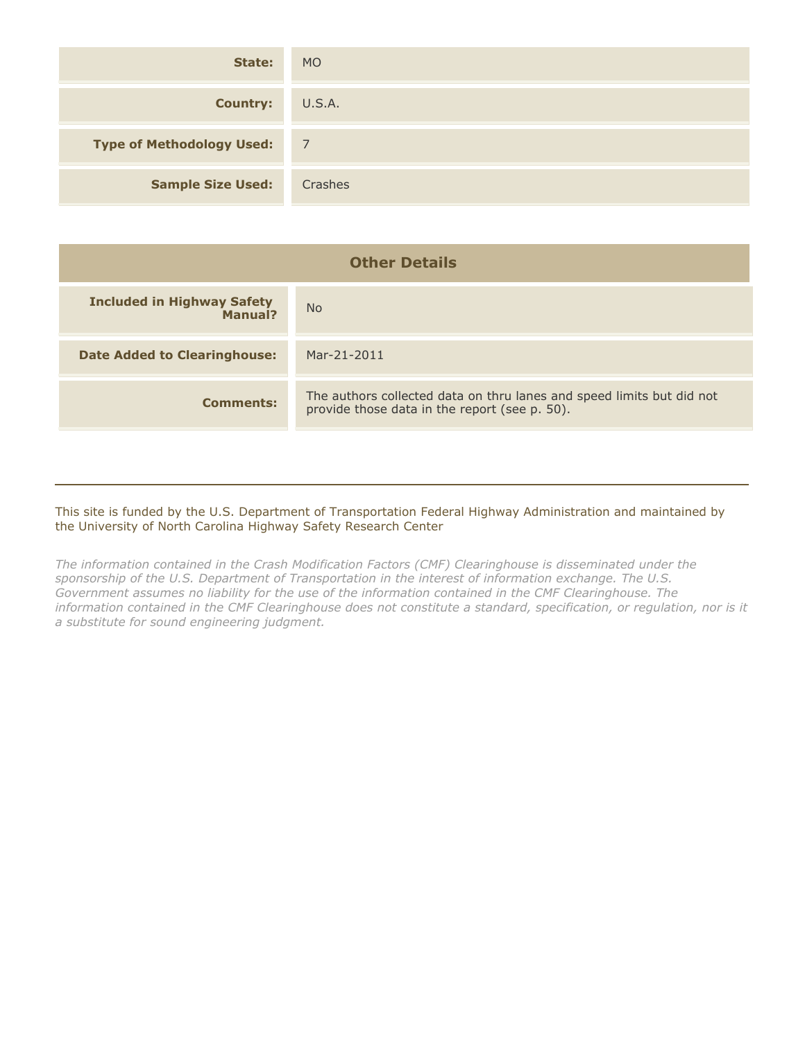| | |
|---|---|
| **State:** | MO |
| **Country:** | U.S.A. |
| **Type of Methodology Used:** | 7 |
| **Sample Size Used:** | Crashes |

## Other Details

| | |
|---|---|
| **Included in Highway Safety Manual?** | No |
| **Date Added to Clearinghouse:** | Mar-21-2011 |
| **Comments:** | The authors collected data on thru lanes and speed limits but did not provide those data in the report (see p. 50). |

---

This site is funded by the U.S. Department of Transportation Federal Highway Administration and maintained by the University of North Carolina Highway Safety Research Center

*The information contained in the Crash Modification Factors (CMF) Clearinghouse is disseminated under the sponsorship of the U.S. Department of Transportation in the interest of information exchange. The U.S. Government assumes no liability for the use of the information contained in the CMF Clearinghouse. The information contained in the CMF Clearinghouse does not constitute a standard, specification, or regulation, nor is it a substitute for sound engineering judgment.*